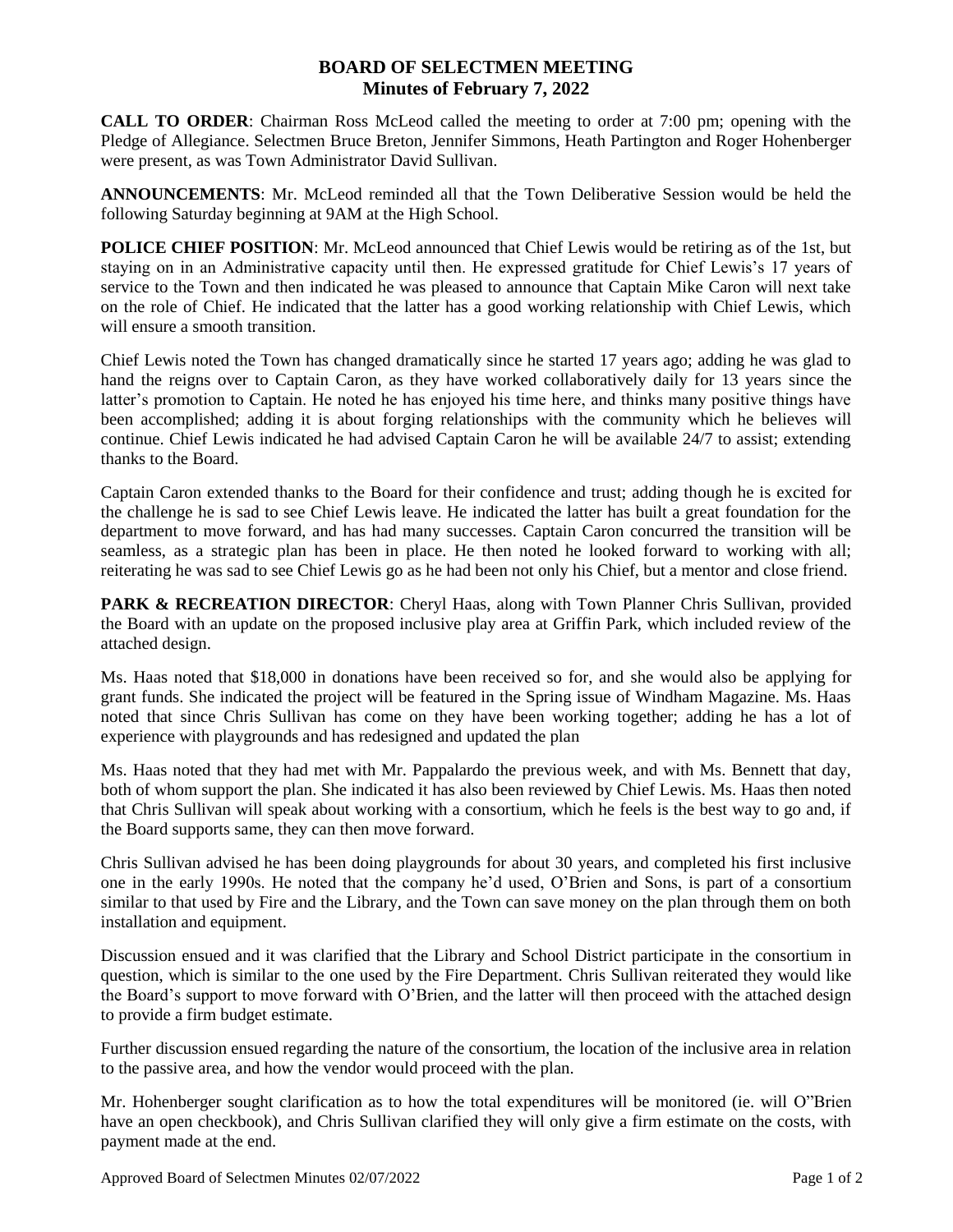# BOARD OF SELECTMEN MEETING
## Minutes of February 7, 2022

**CALL TO ORDER**: Chairman Ross McLeod called the meeting to order at 7:00 pm; opening with the Pledge of Allegiance. Selectmen Bruce Breton, Jennifer Simmons, Heath Partington and Roger Hohenberger were present, as was Town Administrator David Sullivan.

**ANNOUNCEMENTS**: Mr. McLeod reminded all that the Town Deliberative Session would be held the following Saturday beginning at 9AM at the High School.

**POLICE CHIEF POSITION**: Mr. McLeod announced that Chief Lewis would be retiring as of the 1st, but staying on in an Administrative capacity until then. He expressed gratitude for Chief Lewis's 17 years of service to the Town and then indicated he was pleased to announce that Captain Mike Caron will next take on the role of Chief. He indicated that the latter has a good working relationship with Chief Lewis, which will ensure a smooth transition.

Chief Lewis noted the Town has changed dramatically since he started 17 years ago; adding he was glad to hand the reigns over to Captain Caron, as they have worked collaboratively daily for 13 years since the latter's promotion to Captain. He noted he has enjoyed his time here, and thinks many positive things have been accomplished; adding it is about forging relationships with the community which he believes will continue. Chief Lewis indicated he had advised Captain Caron he will be available 24/7 to assist; extending thanks to the Board.

Captain Caron extended thanks to the Board for their confidence and trust; adding though he is excited for the challenge he is sad to see Chief Lewis leave. He indicated the latter has built a great foundation for the department to move forward, and has had many successes. Captain Caron concurred the transition will be seamless, as a strategic plan has been in place. He then noted he looked forward to working with all; reiterating he was sad to see Chief Lewis go as he had been not only his Chief, but a mentor and close friend.

**PARK & RECREATION DIRECTOR**: Cheryl Haas, along with Town Planner Chris Sullivan, provided the Board with an update on the proposed inclusive play area at Griffin Park, which included review of the attached design.

Ms. Haas noted that $18,000 in donations have been received so for, and she would also be applying for grant funds. She indicated the project will be featured in the Spring issue of Windham Magazine. Ms. Haas noted that since Chris Sullivan has come on they have been working together; adding he has a lot of experience with playgrounds and has redesigned and updated the plan

Ms. Haas noted that they had met with Mr. Pappalardo the previous week, and with Ms. Bennett that day, both of whom support the plan. She indicated it has also been reviewed by Chief Lewis. Ms. Haas then noted that Chris Sullivan will speak about working with a consortium, which he feels is the best way to go and, if the Board supports same, they can then move forward.

Chris Sullivan advised he has been doing playgrounds for about 30 years, and completed his first inclusive one in the early 1990s. He noted that the company he'd used, O'Brien and Sons, is part of a consortium similar to that used by Fire and the Library, and the Town can save money on the plan through them on both installation and equipment.

Discussion ensued and it was clarified that the Library and School District participate in the consortium in question, which is similar to the one used by the Fire Department. Chris Sullivan reiterated they would like the Board's support to move forward with O'Brien, and the latter will then proceed with the attached design to provide a firm budget estimate.

Further discussion ensued regarding the nature of the consortium, the location of the inclusive area in relation to the passive area, and how the vendor would proceed with the plan.

Mr. Hohenberger sought clarification as to how the total expenditures will be monitored (ie. will O"Brien have an open checkbook), and Chris Sullivan clarified they will only give a firm estimate on the costs, with payment made at the end.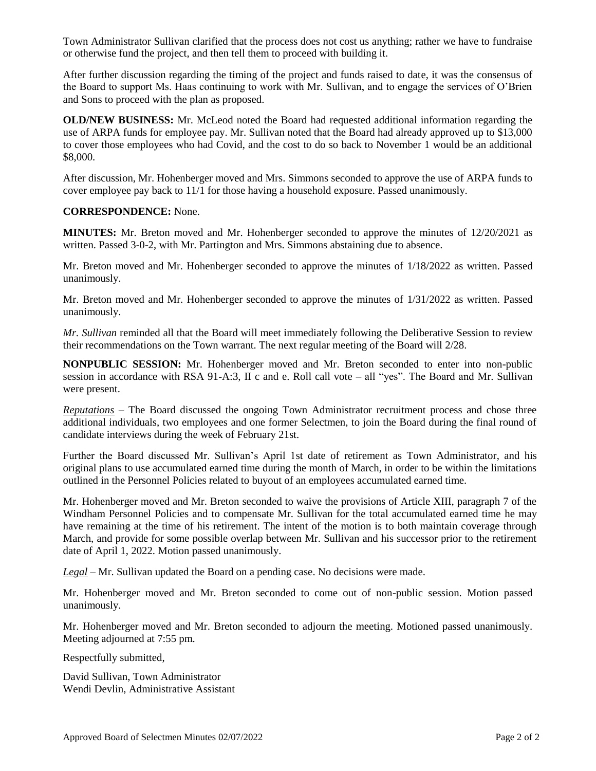Town Administrator Sullivan clarified that the process does not cost us anything; rather we have to fundraise or otherwise fund the project, and then tell them to proceed with building it.

After further discussion regarding the timing of the project and funds raised to date, it was the consensus of the Board to support Ms. Haas continuing to work with Mr. Sullivan, and to engage the services of O'Brien and Sons to proceed with the plan as proposed.

**OLD/NEW BUSINESS:** Mr. McLeod noted the Board had requested additional information regarding the use of ARPA funds for employee pay. Mr. Sullivan noted that the Board had already approved up to $13,000 to cover those employees who had Covid, and the cost to do so back to November 1 would be an additional $8,000.

After discussion, Mr. Hohenberger moved and Mrs. Simmons seconded to approve the use of ARPA funds to cover employee pay back to 11/1 for those having a household exposure. Passed unanimously.

**CORRESPONDENCE:** None.

**MINUTES:** Mr. Breton moved and Mr. Hohenberger seconded to approve the minutes of 12/20/2021 as written. Passed 3-0-2, with Mr. Partington and Mrs. Simmons abstaining due to absence.

Mr. Breton moved and Mr. Hohenberger seconded to approve the minutes of 1/18/2022 as written. Passed unanimously.

Mr. Breton moved and Mr. Hohenberger seconded to approve the minutes of 1/31/2022 as written. Passed unanimously.

*Mr. Sullivan* reminded all that the Board will meet immediately following the Deliberative Session to review their recommendations on the Town warrant. The next regular meeting of the Board will 2/28.

**NONPUBLIC SESSION:** Mr. Hohenberger moved and Mr. Breton seconded to enter into non-public session in accordance with RSA 91-A:3, II c and e. Roll call vote – all "yes". The Board and Mr. Sullivan were present.

*Reputations* – The Board discussed the ongoing Town Administrator recruitment process and chose three additional individuals, two employees and one former Selectmen, to join the Board during the final round of candidate interviews during the week of February 21st.

Further the Board discussed Mr. Sullivan's April 1st date of retirement as Town Administrator, and his original plans to use accumulated earned time during the month of March, in order to be within the limitations outlined in the Personnel Policies related to buyout of an employees accumulated earned time.

Mr. Hohenberger moved and Mr. Breton seconded to waive the provisions of Article XIII, paragraph 7 of the Windham Personnel Policies and to compensate Mr. Sullivan for the total accumulated earned time he may have remaining at the time of his retirement. The intent of the motion is to both maintain coverage through March, and provide for some possible overlap between Mr. Sullivan and his successor prior to the retirement date of April 1, 2022. Motion passed unanimously.

*Legal* – Mr. Sullivan updated the Board on a pending case. No decisions were made.

Mr. Hohenberger moved and Mr. Breton seconded to come out of non-public session. Motion passed unanimously.

Mr. Hohenberger moved and Mr. Breton seconded to adjourn the meeting. Motioned passed unanimously. Meeting adjourned at 7:55 pm.

Respectfully submitted,

David Sullivan, Town Administrator
Wendi Devlin, Administrative Assistant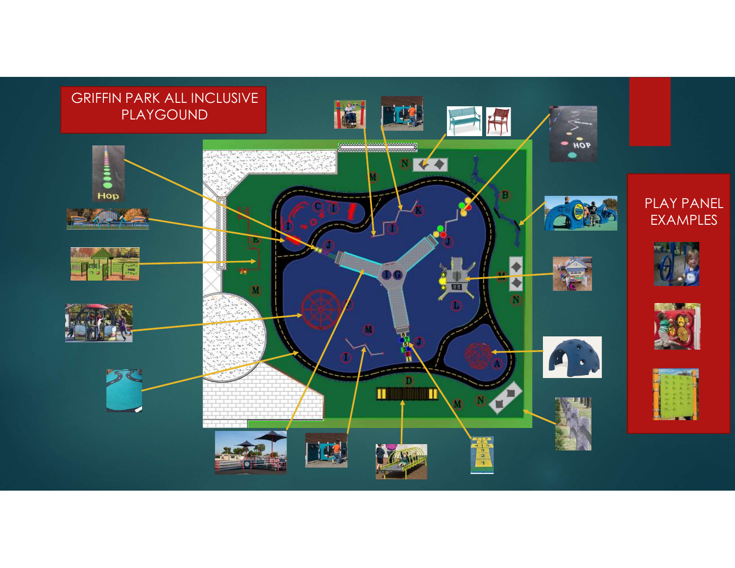# GRIFFIN PARK ALL INCLUSIVE PLAYGOUND

## PLAY PANEL EXAMPLES